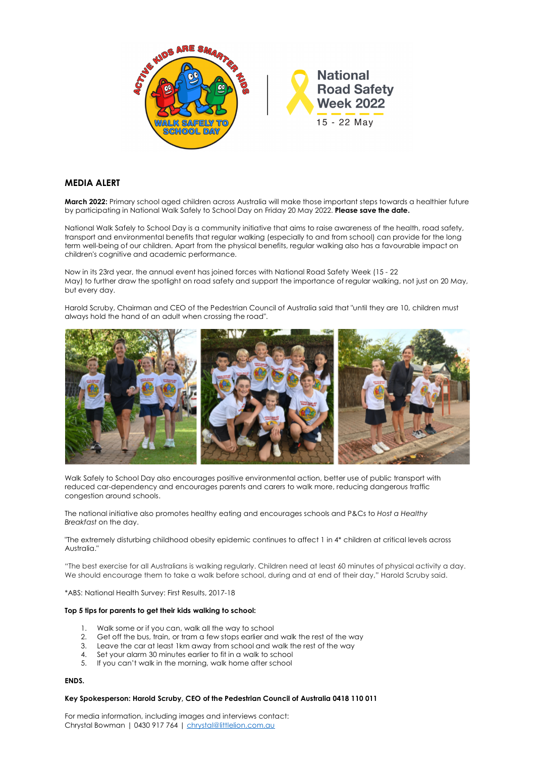## MEDIA ALERT

**March 2022:** Primary school aged children across Australia will make those important steps towards a healthier future by participating in National Walk Safely to School Day on Friday 20 May 2022. **Please save the date.**

National Walk Safely to School Day is a community initiative that aims to raise awareness of the health, road safety, transport and environmental benefits that regular walking (especially to and from school) can provide for the long term well-being of our children. Apart from the physical benefits, regular walking also has a favourable impact on children's cognitive and academic performance.

Now in its 23rd year, the annual event has joined forces with National Road Safety Week (15 - 22 May) to further draw the spotlight on road safety and support the importance of regular walking, not just on 20 May, but every day.

Harold Scruby, Chairman and CEO of the Pedestrian Council of Australia said that "until they are 10, children must always hold the hand of an adult when crossing the road".

Walk Safely to School Day also encourages positive environmental action, better use of public transport with reduced car-dependency and encourages parents and carers to walk more, reducing dangerous traffic congestion around schools.

The national initiative also promotes healthy eating and encourages schools and P&Cs to *Host a Healthy Breakfast* on the day.

"The extremely disturbing childhood obesity epidemic continues to affect 1 in 4* children at critical levels across Australia."

"The best exercise for all Australians is walking regularly. Children need at least 60 minutes of physical activity a day. We should encourage them to take a walk before school, during and at end of their day," Harold Scruby said.

*ABS: National Health Survey: First Results, 2017-18

**Top 5 tips for parents to get their kids walking to school:**

1. Walk some or if you can, walk all the way to school
2. Get off the bus, train, or tram a few stops earlier and walk the rest of the way
3. Leave the car at least 1km away from school and walk the rest of the way
4. Set your alarm 30 minutes earlier to fit in a walk to school
5. If you can't walk in the morning, walk home after school

**ENDS.**

**Key Spokesperson: Harold Scruby, CEO of the Pedestrian Council of Australia 0418 110 011**

For media information, including images and interviews contact:
Chrystal Bowman | 0430 917 764 | chrystal@littlelion.com.au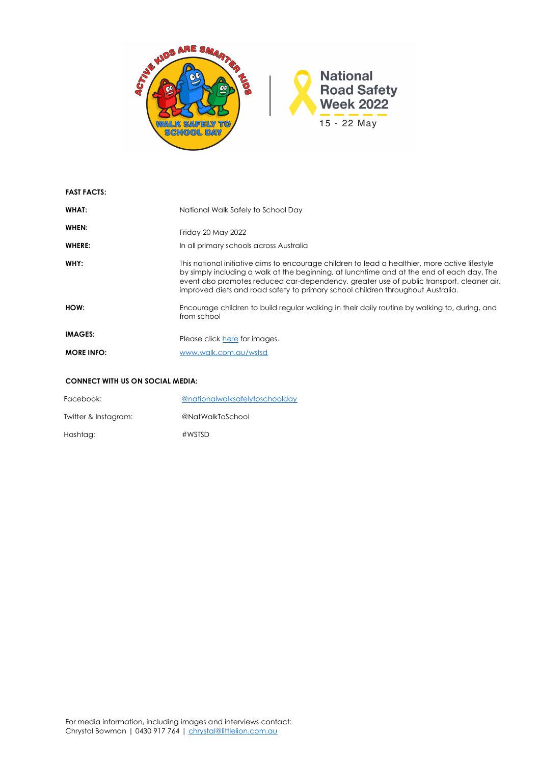**FAST FACTS:**

| | |
|---|---|
| **WHAT:** | National Walk Safely to School Day |
| **WHEN:** | Friday 20 May 2022 |
| **WHERE:** | In all primary schools across Australia |
| **WHY:** | This national initiative aims to encourage children to lead a healthier, more active lifestyle by simply including a walk at the beginning, at lunchtime and at the end of each day. The event also promotes reduced car-dependency, greater use of public transport, cleaner air, improved diets and road safety to primary school children throughout Australia. |
| **HOW:** | Encourage children to build regular walking in their daily routine by walking to, during, and from school |
| **IMAGES:** | Please click here for images. |
| **MORE INFO:** | www.walk.com.au/wstsd |

**CONNECT WITH US ON SOCIAL MEDIA:**

| | |
|---|---|
| Facebook: | @nationalwalksafelytoschoolday |
| Twitter & Instagram: | @NatWalkToSchool |
| Hashtag: | #WSTSD |

For media information, including images and interviews contact:
Chrystal Bowman | 0430 917 764 | chrystal@littlelion.com.au